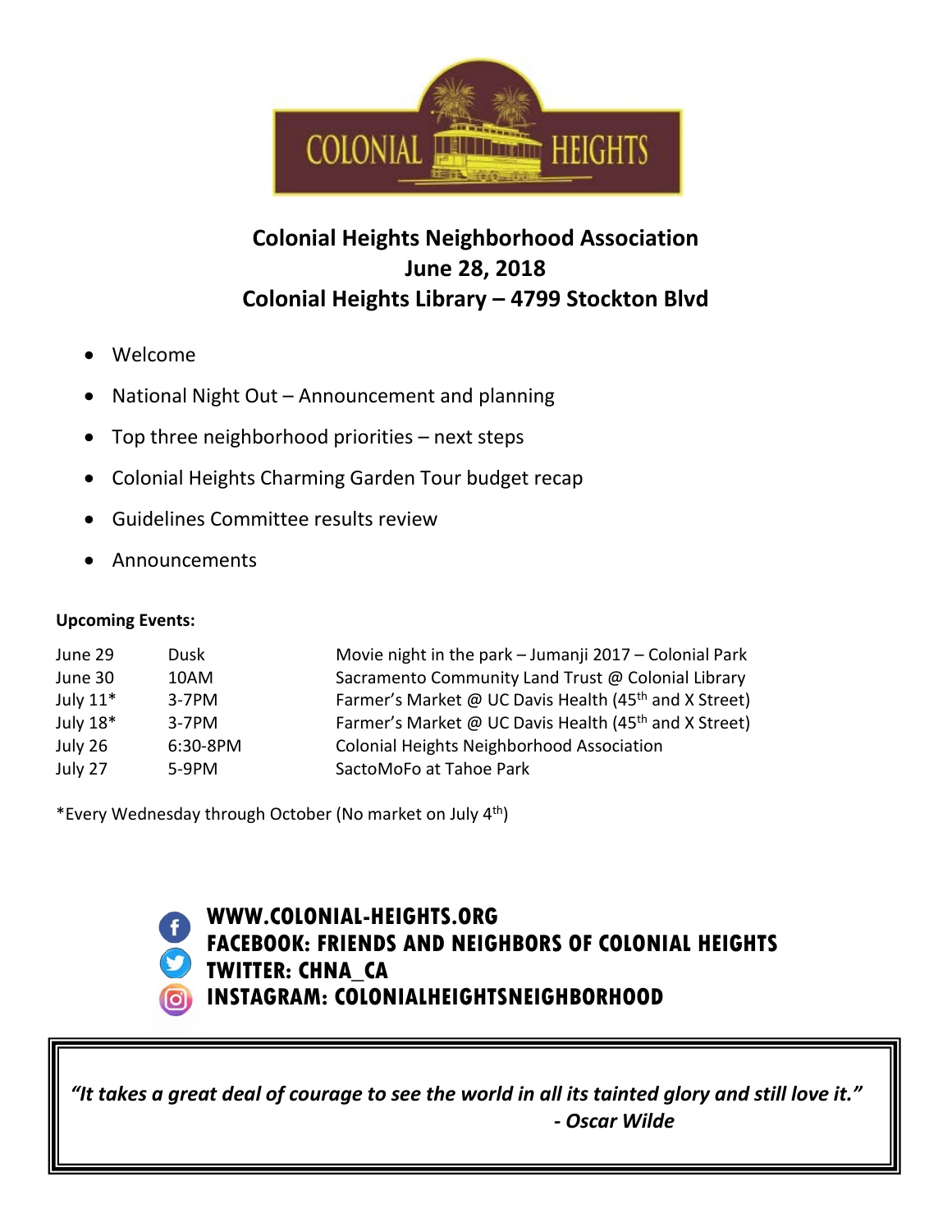COLONIAL HEIGHTS

# Colonial Heights Neighborhood Association
## June 28, 2018
## Colonial Heights Library – 4799 Stockton Blvd

- Welcome
- National Night Out – Announcement and planning
- Top three neighborhood priorities – next steps
- Colonial Heights Charming Garden Tour budget recap
- Guidelines Committee results review
- Announcements

**Upcoming Events:**

| | | |
|---|---|---|
| June 29 | Dusk | Movie night in the park – Jumanji 2017 – Colonial Park |
| June 30 | 10AM | Sacramento Community Land Trust @ Colonial Library |
| July 11* | 3-7PM | Farmer's Market @ UC Davis Health (45th and X Street) |
| July 18* | 3-7PM | Farmer's Market @ UC Davis Health (45th and X Street) |
| July 26 | 6:30-8PM | Colonial Heights Neighborhood Association |
| July 27 | 5-9PM | SactoMoFo at Tahoe Park |

*Every Wednesday through October (No market on July 4th)

**WWW.COLONIAL-HEIGHTS.ORG**
**FACEBOOK: FRIENDS AND NEIGHBORS OF COLONIAL HEIGHTS**
**TWITTER: CHNA_CA**
**INSTAGRAM: COLONIALHEIGHTSNEIGHBORHOOD**

***"It takes a great deal of courage to see the world in all its tainted glory and still love it."***
***- Oscar Wilde***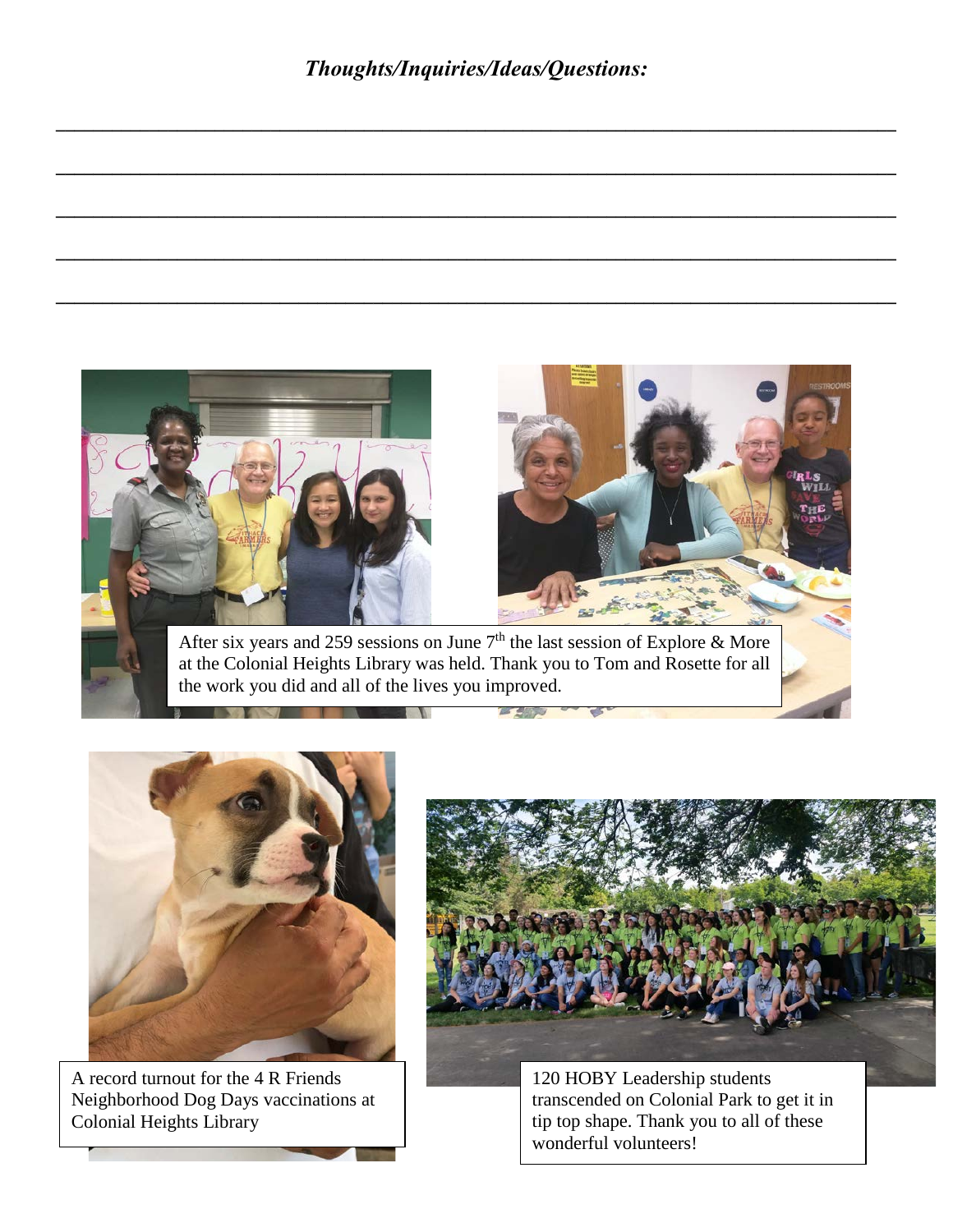***Thoughts/Inquiries/Ideas/Questions:***

\_\_\_\_\_\_\_\_\_\_\_\_\_\_\_\_\_\_\_\_\_\_\_\_\_\_\_\_\_\_\_\_\_\_\_\_\_\_\_\_\_\_\_\_\_\_\_\_\_\_\_\_\_\_\_\_\_\_\_\_\_\_\_\_\_\_\_\_\_\_

\_\_\_\_\_\_\_\_\_\_\_\_\_\_\_\_\_\_\_\_\_\_\_\_\_\_\_\_\_\_\_\_\_\_\_\_\_\_\_\_\_\_\_\_\_\_\_\_\_\_\_\_\_\_\_\_\_\_\_\_\_\_\_\_\_\_\_\_\_\_

\_\_\_\_\_\_\_\_\_\_\_\_\_\_\_\_\_\_\_\_\_\_\_\_\_\_\_\_\_\_\_\_\_\_\_\_\_\_\_\_\_\_\_\_\_\_\_\_\_\_\_\_\_\_\_\_\_\_\_\_\_\_\_\_\_\_\_\_\_\_

\_\_\_\_\_\_\_\_\_\_\_\_\_\_\_\_\_\_\_\_\_\_\_\_\_\_\_\_\_\_\_\_\_\_\_\_\_\_\_\_\_\_\_\_\_\_\_\_\_\_\_\_\_\_\_\_\_\_\_\_\_\_\_\_\_\_\_\_\_\_

\_\_\_\_\_\_\_\_\_\_\_\_\_\_\_\_\_\_\_\_\_\_\_\_\_\_\_\_\_\_\_\_\_\_\_\_\_\_\_\_\_\_\_\_\_\_\_\_\_\_\_\_\_\_\_\_\_\_\_\_\_\_\_\_\_\_\_\_\_\_

After six years and 259 sessions on June 7th the last session of Explore & More at the Colonial Heights Library was held. Thank you to Tom and Rosette for all the work you did and all of the lives you improved.

A record turnout for the 4 R Friends Neighborhood Dog Days vaccinations at Colonial Heights Library

120 HOBY Leadership students transcended on Colonial Park to get it in tip top shape. Thank you to all of these wonderful volunteers!